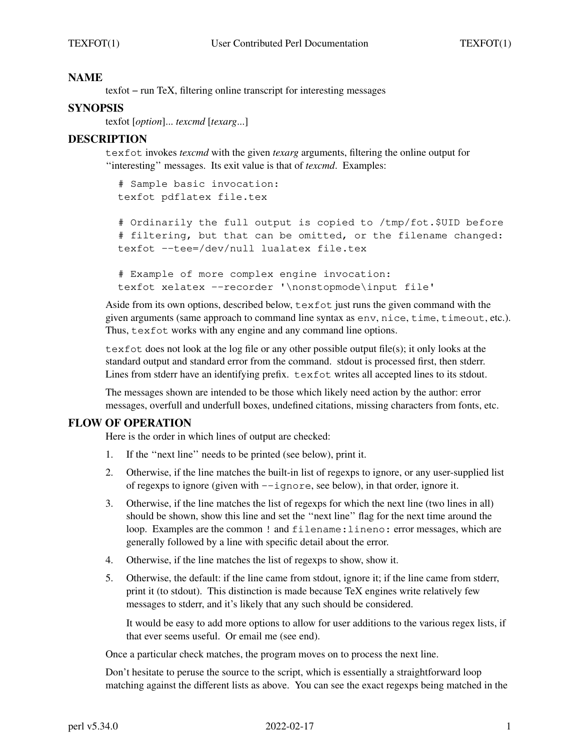## NAME

texfot – run TeX, filtering online transcript for interesting messages

## SYNOPSIS

texfot [*option*]... *texcmd* [*texarg*...]

## DESCRIPTION

`texfot` invokes *texcmd* with the given *texarg* arguments, filtering the online output for "interesting" messages. Its exit value is that of *texcmd*. Examples:

```
# Sample basic invocation:
texfot pdflatex file.tex

# Ordinarily the full output is copied to /tmp/fot.$UID before
# filtering, but that can be omitted, or the filename changed:
texfot --tee=/dev/null lualatex file.tex

# Example of more complex engine invocation:
texfot xelatex --recorder '\nonstopmode\input file'
```

Aside from its own options, described below, `texfot` just runs the given command with the given arguments (same approach to command line syntax as `env`, `nice`, `time`, `timeout`, etc.). Thus, `texfot` works with any engine and any command line options.

`texfot` does not look at the log file or any other possible output file(s); it only looks at the standard output and standard error from the command. stdout is processed first, then stderr. Lines from stderr have an identifying prefix. `texfot` writes all accepted lines to its stdout.

The messages shown are intended to be those which likely need action by the author: error messages, overfull and underfull boxes, undefined citations, missing characters from fonts, etc.

## FLOW OF OPERATION

Here is the order in which lines of output are checked:

1. If the "next line" needs to be printed (see below), print it.
2. Otherwise, if the line matches the built-in list of regexps to ignore, or any user-supplied list of regexps to ignore (given with `--ignore`, see below), in that order, ignore it.
3. Otherwise, if the line matches the list of regexps for which the next line (two lines in all) should be shown, show this line and set the "next line" flag for the next time around the loop. Examples are the common `!` and `filename:lineno:` error messages, which are generally followed by a line with specific detail about the error.
4. Otherwise, if the line matches the list of regexps to show, show it.
5. Otherwise, the default: if the line came from stdout, ignore it; if the line came from stderr, print it (to stdout). This distinction is made because TeX engines write relatively few messages to stderr, and it's likely that any such should be considered.

   It would be easy to add more options to allow for user additions to the various regex lists, if that ever seems useful. Or email me (see end).

Once a particular check matches, the program moves on to process the next line.

Don't hesitate to peruse the source to the script, which is essentially a straightforward loop matching against the different lists as above. You can see the exact regexps being matched in the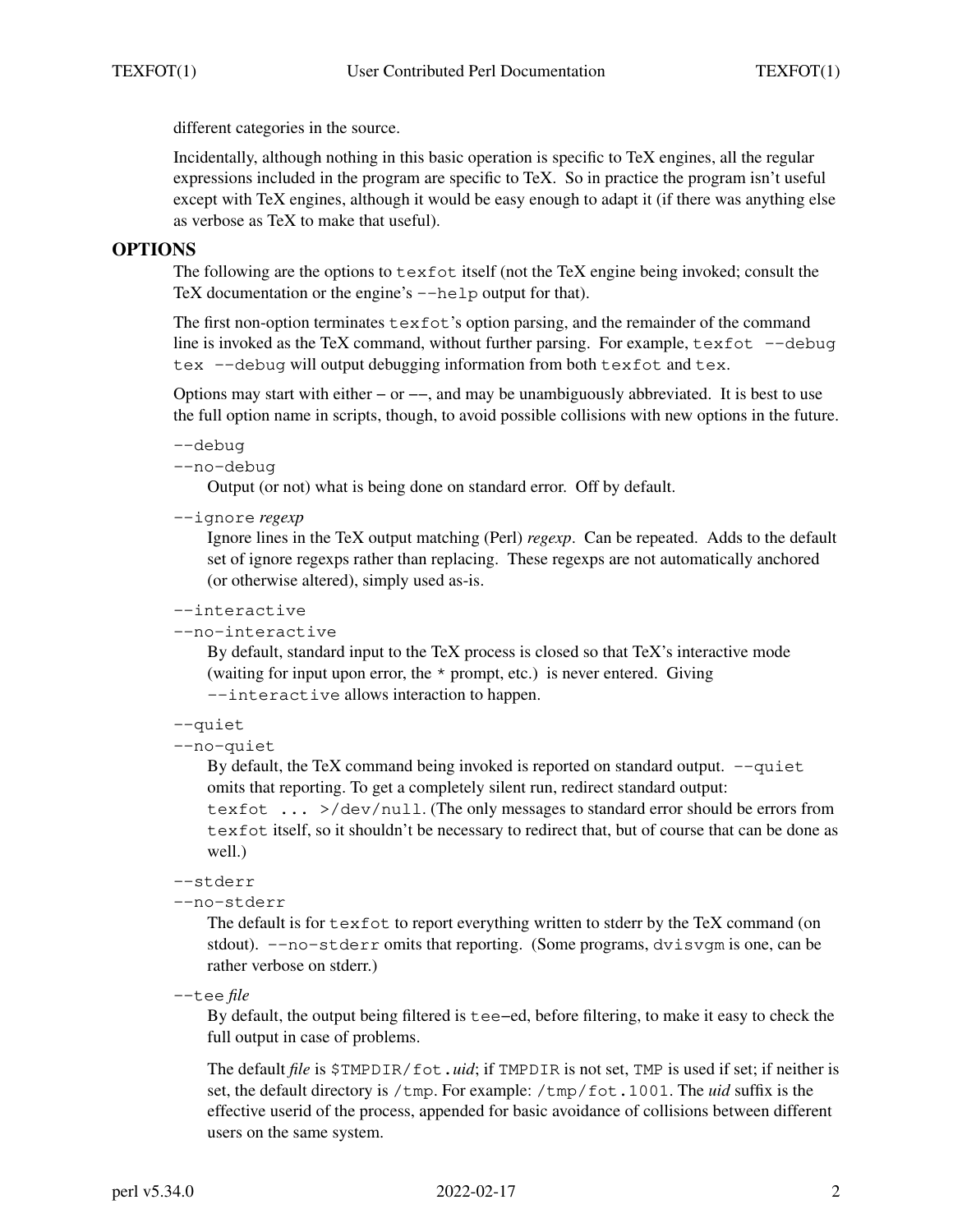different categories in the source.

Incidentally, although nothing in this basic operation is specific to TeX engines, all the regular expressions included in the program are specific to TeX. So in practice the program isn't useful except with TeX engines, although it would be easy enough to adapt it (if there was anything else as verbose as TeX to make that useful).

## OPTIONS

The following are the options to `texfot` itself (not the TeX engine being invoked; consult the TeX documentation or the engine's `--help` output for that).

The first non-option terminates `texfot`'s option parsing, and the remainder of the command line is invoked as the TeX command, without further parsing. For example, `texfot --debug tex --debug` will output debugging information from both `texfot` and `tex`.

Options may start with either – or ––, and may be unambiguously abbreviated. It is best to use the full option name in scripts, though, to avoid possible collisions with new options in the future.

`--debug`
`--no-debug`

Output (or not) what is being done on standard error. Off by default.

`--ignore` *regexp*

Ignore lines in the TeX output matching (Perl) *regexp*. Can be repeated. Adds to the default set of ignore regexps rather than replacing. These regexps are not automatically anchored (or otherwise altered), simply used as-is.

`--interactive`
`--no-interactive`

By default, standard input to the TeX process is closed so that TeX's interactive mode (waiting for input upon error, the `*` prompt, etc.) is never entered. Giving `--interactive` allows interaction to happen.

`--quiet`
`--no-quiet`

By default, the TeX command being invoked is reported on standard output. `--quiet` omits that reporting. To get a completely silent run, redirect standard output: `texfot ... >/dev/null`. (The only messages to standard error should be errors from `texfot` itself, so it shouldn't be necessary to redirect that, but of course that can be done as well.)

`--stderr`
`--no-stderr`

The default is for `texfot` to report everything written to stderr by the TeX command (on stdout). `--no-stderr` omits that reporting. (Some programs, `dvisvgm` is one, can be rather verbose on stderr.)

`--tee` *file*

By default, the output being filtered is `tee`–ed, before filtering, to make it easy to check the full output in case of problems.

The default *file* is `$TMPDIR/fot.`*uid*; if `TMPDIR` is not set, `TMP` is used if set; if neither is set, the default directory is `/tmp`. For example: `/tmp/fot.1001`. The *uid* suffix is the effective userid of the process, appended for basic avoidance of collisions between different users on the same system.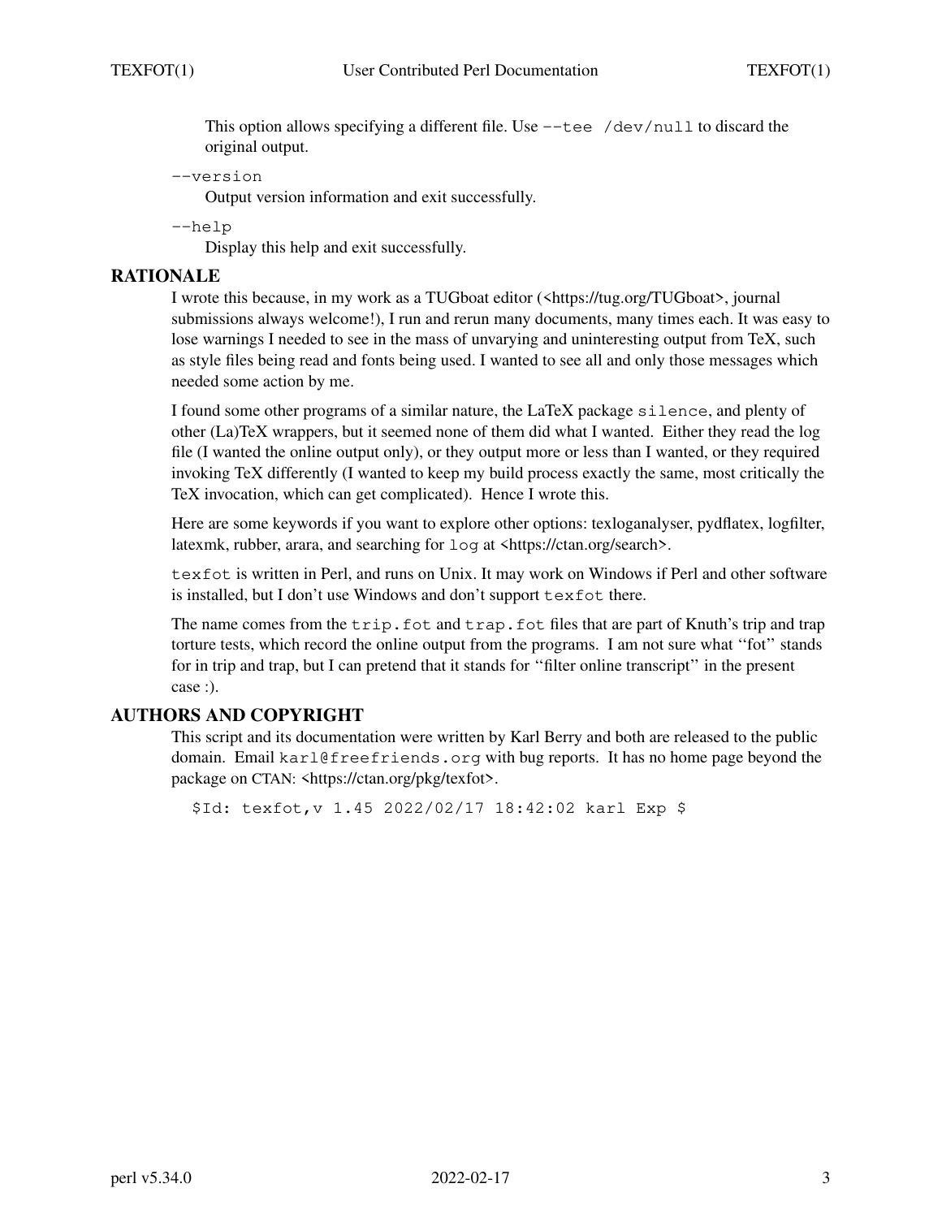This option allows specifying a different file. Use `--tee /dev/null` to discard the original output.

`--version`
Output version information and exit successfully.

`--help`
Display this help and exit successfully.

## RATIONALE

I wrote this because, in my work as a TUGboat editor (<https://tug.org/TUGboat>, journal submissions always welcome!), I run and rerun many documents, many times each. It was easy to lose warnings I needed to see in the mass of unvarying and uninteresting output from TeX, such as style files being read and fonts being used. I wanted to see all and only those messages which needed some action by me.

I found some other programs of a similar nature, the LaTeX package `silence`, and plenty of other (La)TeX wrappers, but it seemed none of them did what I wanted. Either they read the log file (I wanted the online output only), or they output more or less than I wanted, or they required invoking TeX differently (I wanted to keep my build process exactly the same, most critically the TeX invocation, which can get complicated). Hence I wrote this.

Here are some keywords if you want to explore other options: texloganalyser, pydflatex, logfilter, latexmk, rubber, arara, and searching for `log` at <https://ctan.org/search>.

`texfot` is written in Perl, and runs on Unix. It may work on Windows if Perl and other software is installed, but I don't use Windows and don't support `texfot` there.

The name comes from the `trip.fot` and `trap.fot` files that are part of Knuth's trip and trap torture tests, which record the online output from the programs. I am not sure what "fot" stands for in trip and trap, but I can pretend that it stands for "filter online transcript" in the present case :).

## AUTHORS AND COPYRIGHT

This script and its documentation were written by Karl Berry and both are released to the public domain. Email `karl@freefriends.org` with bug reports. It has no home page beyond the package on CTAN: <https://ctan.org/pkg/texfot>.

```
$Id: texfot,v 1.45 2022/02/17 18:42:02 karl Exp $
```